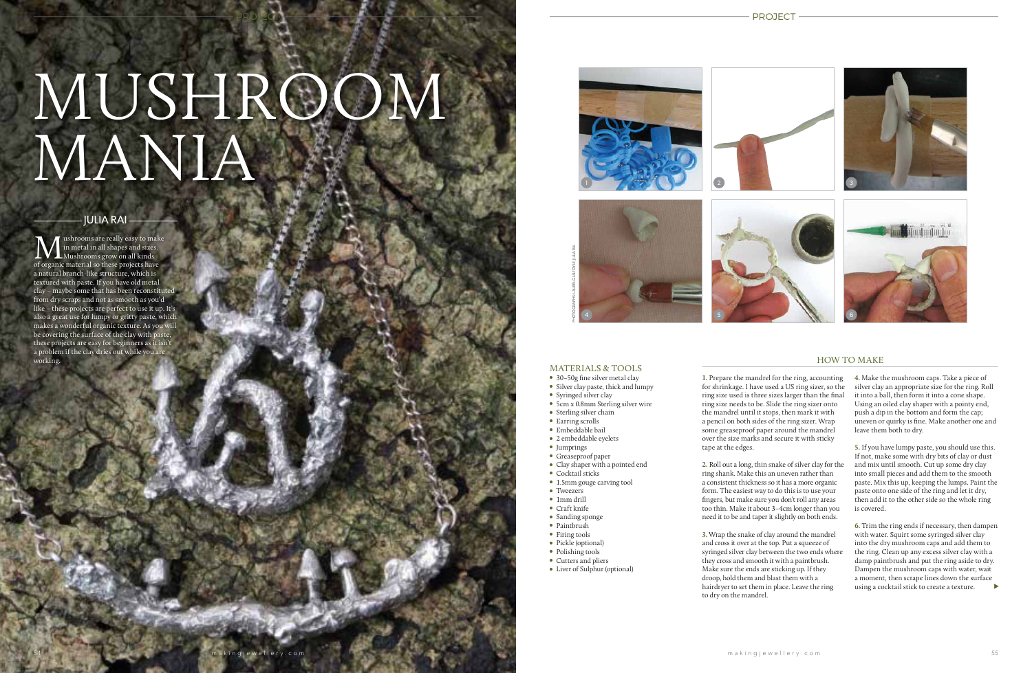# MUSHROOM MANIA

## JULIA RAI

Mushrooms are really easy to make in metal in all shapes and sizes. Mushrooms grow on all kinds of organic material so these projects have a natural branch-like structure, which is textured with paste. If you have old metal clay – maybe some that has been reconstituted from dry scraps and not as smooth as you'd like – these projects are perfect to use it up. It's also a great use for lumpy or gritty paste, which makes a wonderful organic texture. As you will be covering the surface of the clay with paste, these projects are easy for beginners as it isn't a problem if the clay dries out while you are working.

PHOTOGRAPHS: LAURIS LIUBSPOTAS / JULIA RAI

### MATERIALS & TOOLS

- 30–50g fine silver metal clay
- Silver clay paste, thick and lumpy
- Syringed silver clay
- 5cm x 0.8mm Sterling silver wire
- Sterling silver chain
- Earring scrolls
- Embeddable bail
- 2 embeddable eyelets
- Jumprings
- Greaseproof paper
- Clay shaper with a pointed end
- Cocktail sticks
- 1.5mm gouge carving tool
- Tweezers
- 1mm drill
- Craft knife
- Sanding sponge
- Paintbrush
- Firing tools
- Pickle (optional)
- Polishing tools
- Cutters and pliers
- Liver of Sulphur (optional)

### HOW TO MAKE

**1.** Prepare the mandrel for the ring, accounting for shrinkage. I have used a US ring sizer, so the ring size used is three sizes larger than the final ring size needs to be. Slide the ring sizer onto the mandrel until it stops, then mark it with a pencil on both sides of the ring sizer. Wrap some greaseproof paper around the mandrel over the size marks and secure it with sticky tape at the edges.

**2.** Roll out a long, thin snake of silver clay for the ring shank. Make this an uneven rather than a consistent thickness so it has a more organic form. The easiest way to do this is to use your fingers, but make sure you don't roll any areas too thin. Make it about 3–4cm longer than you need it to be and taper it slightly on both ends.

**3.** Wrap the snake of clay around the mandrel and cross it over at the top. Put a squeeze of syringed silver clay between the two ends where they cross and smooth it with a paintbrush. Make sure the ends are sticking up. If they droop, hold them and blast them with a hairdryer to set them in place. Leave the ring to dry on the mandrel.

**4.** Make the mushroom caps. Take a piece of silver clay an appropriate size for the ring. Roll it into a ball, then form it into a cone shape. Using an oiled clay shaper with a pointy end, push a dip in the bottom and form the cap; uneven or quirky is fine. Make another one and leave them both to dry.

**5.** If you have lumpy paste, you should use this. If not, make some with dry bits of clay or dust and mix until smooth. Cut up some dry clay into small pieces and add them to the smooth paste. Mix this up, keeping the lumps. Paint the paste onto one side of the ring and let it dry, then add it to the other side so the whole ring is covered.

**6.** Trim the ring ends if necessary, then dampen with water. Squirt some syringed silver clay into the dry mushroom caps and add them to the ring. Clean up any excess silver clay with a damp paintbrush and put the ring aside to dry. Dampen the mushroom caps with water, wait a moment, then scrape lines down the surface using a cocktail stick to create a texture.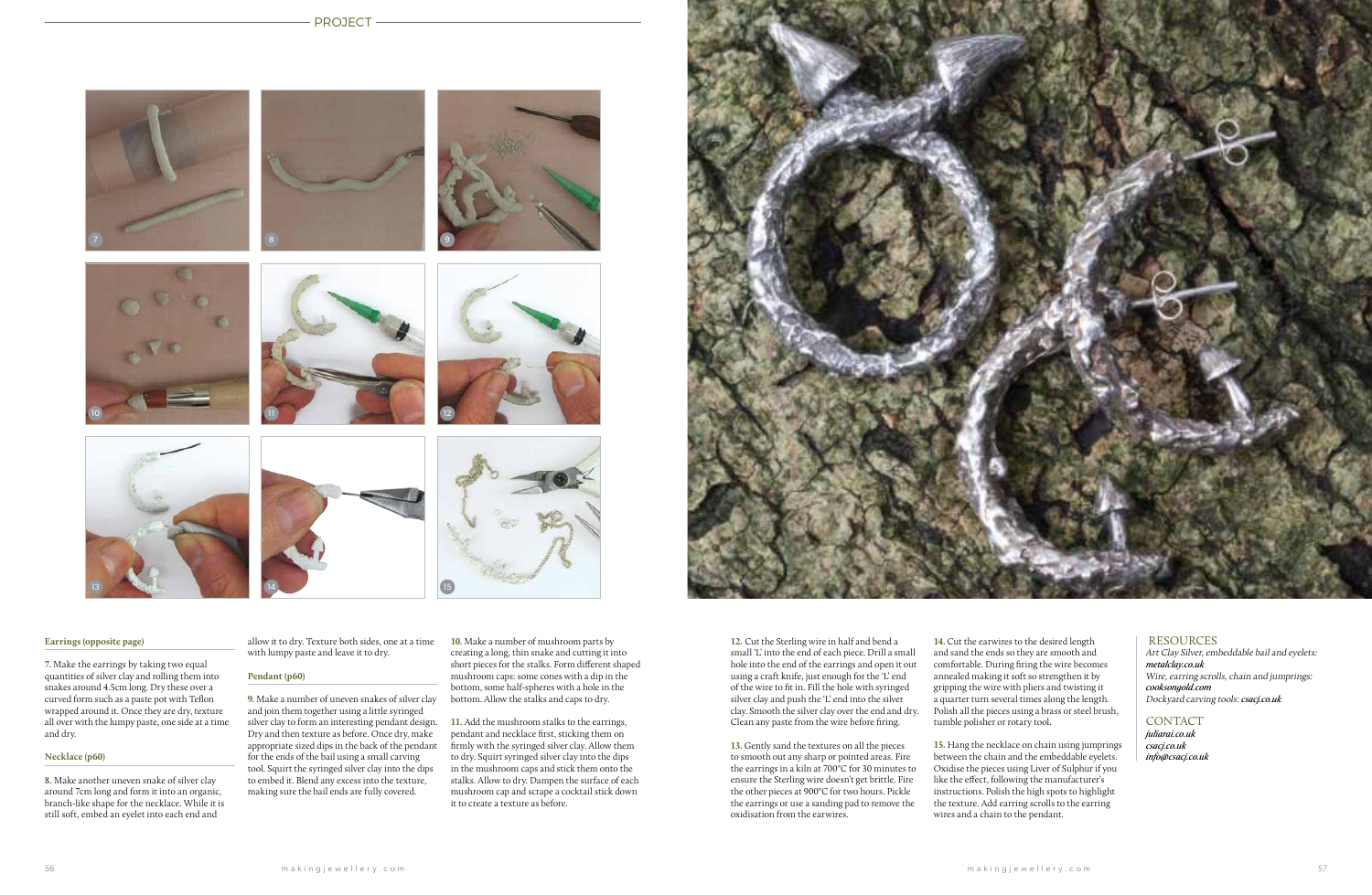## Earrings (opposite page)

**7.** Make the earrings by taking two equal quantities of silver clay and rolling them into snakes around 4.5cm long. Dry these over a curved form such as a paste pot with Teflon wrapped around it. Once they are dry, texture all over with the lumpy paste, one side at a time and dry.

## Necklace (p60)

**8.** Make another uneven snake of silver clay around 7cm long and form it into an organic, branch-like shape for the necklace. While it is still soft, embed an eyelet into each end and allow it to dry. Texture both sides, one at a time with lumpy paste and leave it to dry.

## Pendant (p60)

**9.** Make a number of uneven snakes of silver clay and join them together using a little syringed silver clay to form an interesting pendant design. Dry and then texture as before. Once dry, make appropriate sized dips in the back of the pendant for the ends of the bail using a small carving tool. Squirt the syringed silver clay into the dips to embed it. Blend any excess into the texture, making sure the bail ends are fully covered.

**10.** Make a number of mushroom parts by creating a long, thin snake and cutting it into short pieces for the stalks. Form different shaped mushroom caps: some cones with a dip in the bottom, some half-spheres with a hole in the bottom. Allow the stalks and caps to dry.

**11.** Add the mushroom stalks to the earrings, pendant and necklace first, sticking them on firmly with the syringed silver clay. Allow them to dry. Squirt syringed silver clay into the dips in the mushroom caps and stick them onto the stalks. Allow to dry. Dampen the surface of each mushroom cap and scrape a cocktail stick down it to create a texture as before.

**12.** Cut the Sterling wire in half and bend a small 'L' into the end of each piece. Drill a small hole into the end of the earrings and open it out using a craft knife, just enough for the 'L' end of the wire to fit in. Fill the hole with syringed silver clay and push the 'L' end into the silver clay. Smooth the silver clay over the end and dry. Clean any paste from the wire before firing.

**13.** Gently sand the textures on all the pieces to smooth out any sharp or pointed areas. Fire the earrings in a kiln at 700°C for 30 minutes to ensure the Sterling wire doesn't get brittle. Fire the other pieces at 900°C for two hours. Pickle the earrings or use a sanding pad to remove the oxidisation from the earwires.

**14.** Cut the earwires to the desired length and sand the ends so they are smooth and comfortable. During firing the wire becomes annealed making it soft so strengthen it by gripping the wire with pliers and twisting it a quarter turn several times along the length. Polish all the pieces using a brass or steel brush, tumble polisher or rotary tool.

**15.** Hang the necklace on chain using jumprings between the chain and the embeddable eyelets. Oxidise the pieces using Liver of Sulphur if you like the effect, following the manufacturer's instructions. Polish the high spots to highlight the texture. Add earring scrolls to the earring wires and a chain to the pendant.

## RESOURCES

*Art Clay Silver, embeddable bail and eyelets:* ***metalclay.co.uk***
*Wire, earring scrolls, chain and jumprings:* ***cooksongold.com***
*Dockyard carving tools:* ***csacj.co.uk***

## CONTACT

***juliarai.co.uk***
***csacj.co.uk***
***info@csacj.co.uk***